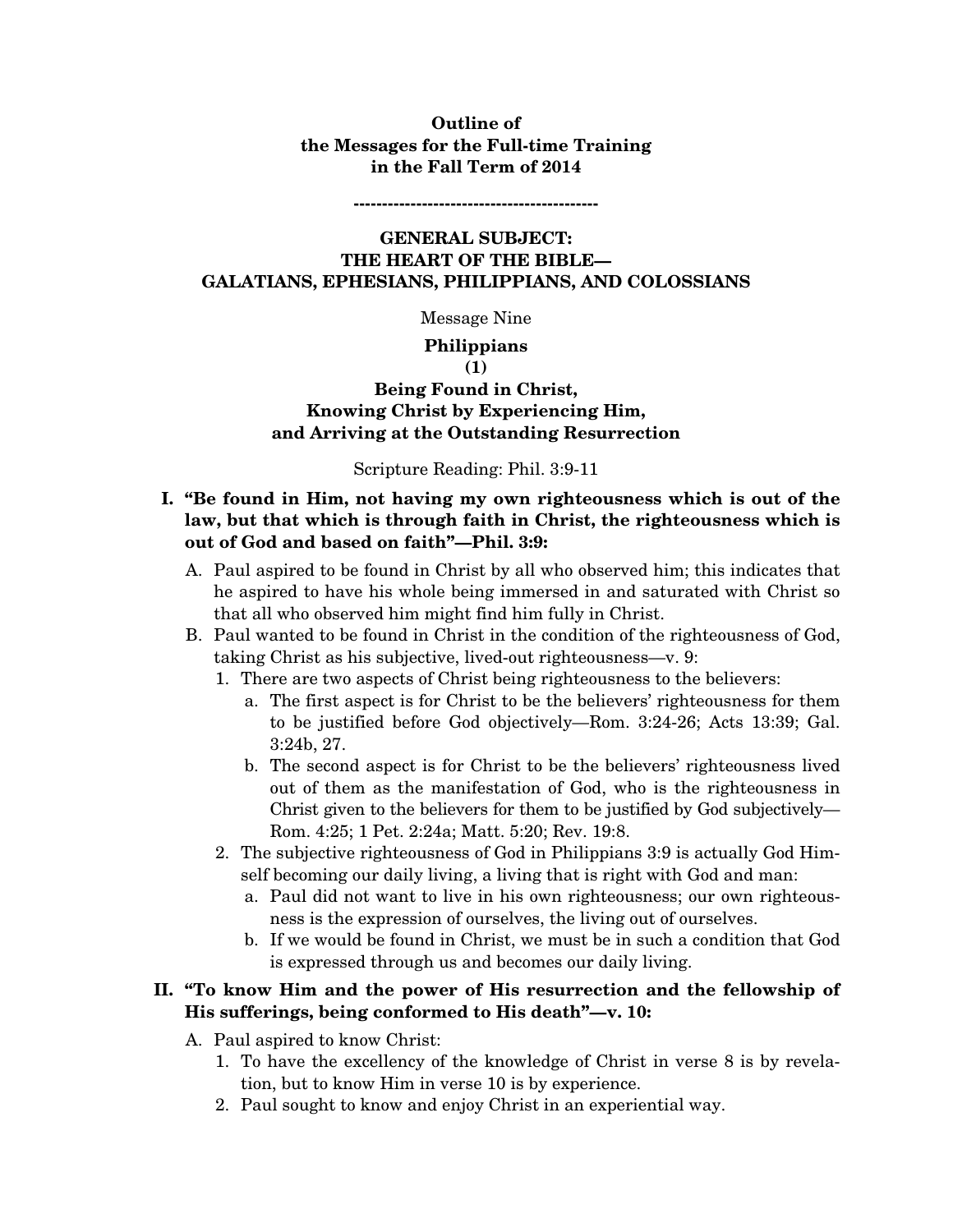**Outline of**
**the Messages for the Full-time Training**
**in the Fall Term of 2014**

**------------------------------------------**

## GENERAL SUBJECT: THE HEART OF THE BIBLE— GALATIANS, EPHESIANS, PHILIPPIANS, AND COLOSSIANS

Message Nine

## Philippians (1) Being Found in Christ, Knowing Christ by Experiencing Him, and Arriving at the Outstanding Resurrection

Scripture Reading: Phil. 3:9-11

**I. "Be found in Him, not having my own righteousness which is out of the law, but that which is through faith in Christ, the righteousness which is out of God and based on faith"—Phil. 3:9:**

- A. Paul aspired to be found in Christ by all who observed him; this indicates that he aspired to have his whole being immersed in and saturated with Christ so that all who observed him might find him fully in Christ.
- B. Paul wanted to be found in Christ in the condition of the righteousness of God, taking Christ as his subjective, lived-out righteousness—v. 9:
  1. There are two aspects of Christ being righteousness to the believers:
     - a. The first aspect is for Christ to be the believers' righteousness for them to be justified before God objectively—Rom. 3:24-26; Acts 13:39; Gal. 3:24b, 27.
     - b. The second aspect is for Christ to be the believers' righteousness lived out of them as the manifestation of God, who is the righteousness in Christ given to the believers for them to be justified by God subjectively—Rom. 4:25; 1 Pet. 2:24a; Matt. 5:20; Rev. 19:8.
  2. The subjective righteousness of God in Philippians 3:9 is actually God Himself becoming our daily living, a living that is right with God and man:
     - a. Paul did not want to live in his own righteousness; our own righteousness is the expression of ourselves, the living out of ourselves.
     - b. If we would be found in Christ, we must be in such a condition that God is expressed through us and becomes our daily living.

**II. "To know Him and the power of His resurrection and the fellowship of His sufferings, being conformed to His death"—v. 10:**

- A. Paul aspired to know Christ:
  1. To have the excellency of the knowledge of Christ in verse 8 is by revelation, but to know Him in verse 10 is by experience.
  2. Paul sought to know and enjoy Christ in an experiential way.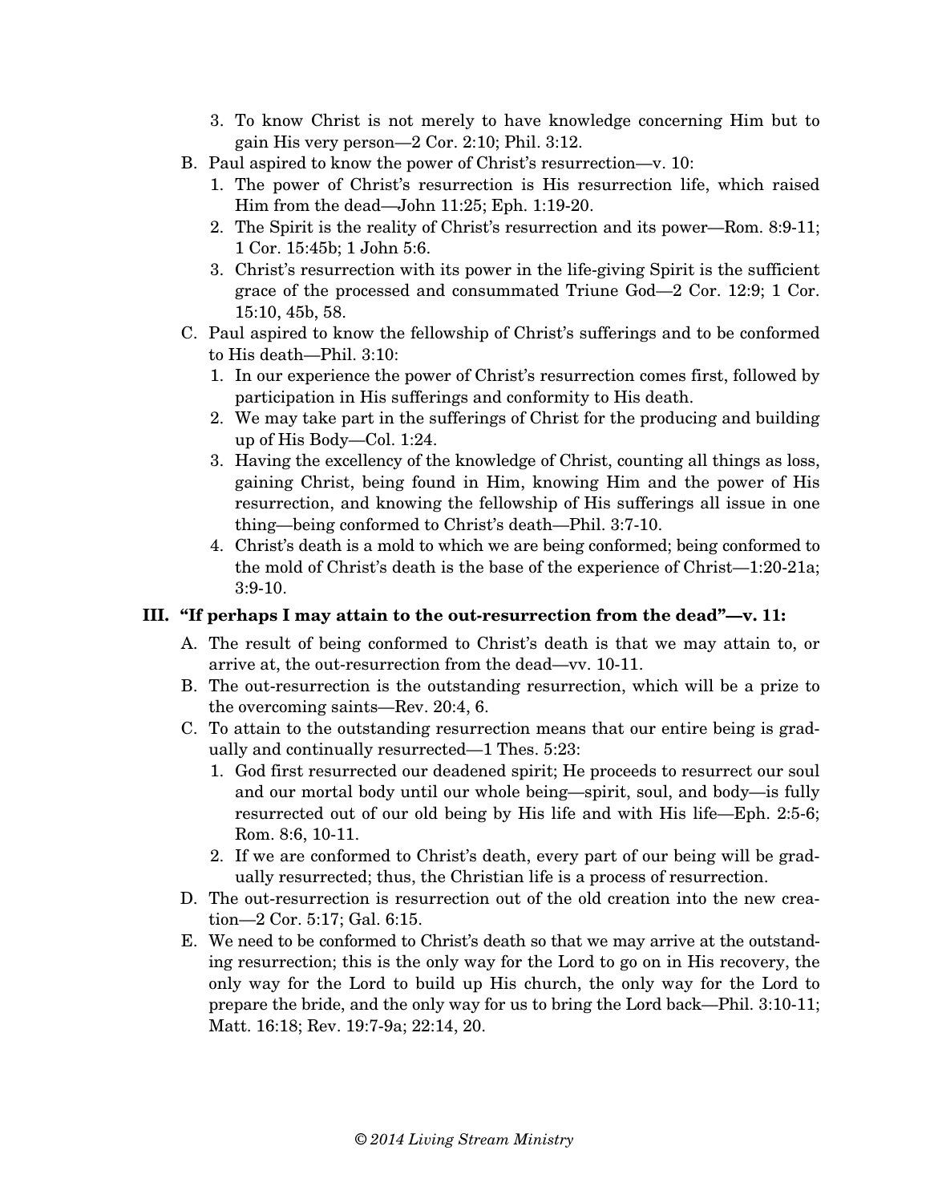3. To know Christ is not merely to have knowledge concerning Him but to gain His very person—2 Cor. 2:10; Phil. 3:12.

B. Paul aspired to know the power of Christ's resurrection—v. 10:

1. The power of Christ's resurrection is His resurrection life, which raised Him from the dead—John 11:25; Eph. 1:19-20.
2. The Spirit is the reality of Christ's resurrection and its power—Rom. 8:9-11; 1 Cor. 15:45b; 1 John 5:6.
3. Christ's resurrection with its power in the life-giving Spirit is the sufficient grace of the processed and consummated Triune God—2 Cor. 12:9; 1 Cor. 15:10, 45b, 58.

C. Paul aspired to know the fellowship of Christ's sufferings and to be conformed to His death—Phil. 3:10:

1. In our experience the power of Christ's resurrection comes first, followed by participation in His sufferings and conformity to His death.
2. We may take part in the sufferings of Christ for the producing and building up of His Body—Col. 1:24.
3. Having the excellency of the knowledge of Christ, counting all things as loss, gaining Christ, being found in Him, knowing Him and the power of His resurrection, and knowing the fellowship of His sufferings all issue in one thing—being conformed to Christ's death—Phil. 3:7-10.
4. Christ's death is a mold to which we are being conformed; being conformed to the mold of Christ's death is the base of the experience of Christ—1:20-21a; 3:9-10.

## III. "If perhaps I may attain to the out-resurrection from the dead"—v. 11:

A. The result of being conformed to Christ's death is that we may attain to, or arrive at, the out-resurrection from the dead—vv. 10-11.

B. The out-resurrection is the outstanding resurrection, which will be a prize to the overcoming saints—Rev. 20:4, 6.

C. To attain to the outstanding resurrection means that our entire being is gradually and continually resurrected—1 Thes. 5:23:

1. God first resurrected our deadened spirit; He proceeds to resurrect our soul and our mortal body until our whole being—spirit, soul, and body—is fully resurrected out of our old being by His life and with His life—Eph. 2:5-6; Rom. 8:6, 10-11.
2. If we are conformed to Christ's death, every part of our being will be gradually resurrected; thus, the Christian life is a process of resurrection.

D. The out-resurrection is resurrection out of the old creation into the new creation—2 Cor. 5:17; Gal. 6:15.

E. We need to be conformed to Christ's death so that we may arrive at the outstanding resurrection; this is the only way for the Lord to go on in His recovery, the only way for the Lord to build up His church, the only way for the Lord to prepare the bride, and the only way for us to bring the Lord back—Phil. 3:10-11; Matt. 16:18; Rev. 19:7-9a; 22:14, 20.

*© 2014 Living Stream Ministry*